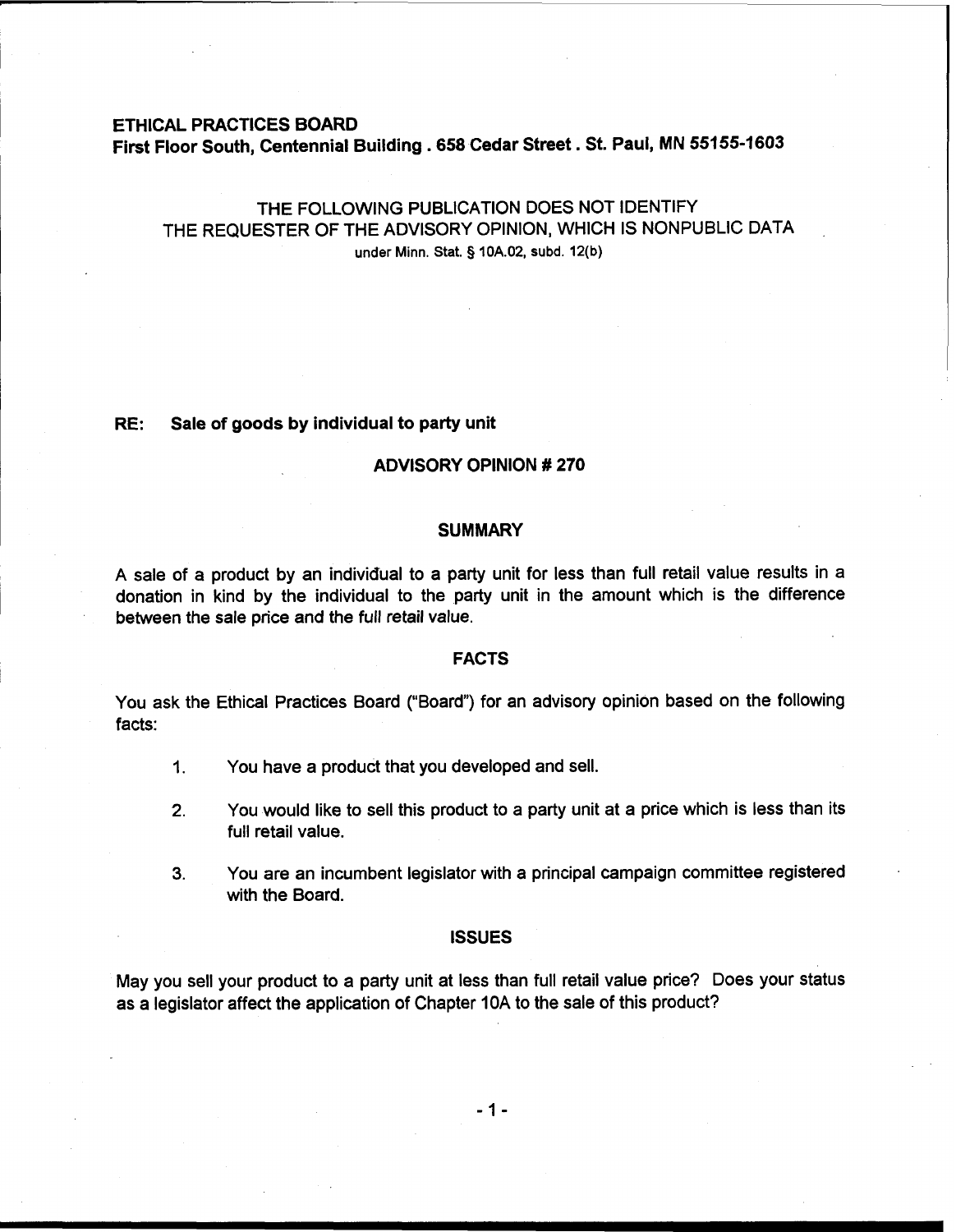**ETHICAL PRACTICES BOARD**
**First Floor South, Centennial Building . 658 Cedar Street . St. Paul, MN 55155-1603**

THE FOLLOWING PUBLICATION DOES NOT IDENTIFY
THE REQUESTER OF THE ADVISORY OPINION, WHICH IS NONPUBLIC DATA
under Minn. Stat. § 10A.02, subd. 12(b)

**RE: Sale of goods by individual to party unit**

## ADVISORY OPINION # 270

### SUMMARY

A sale of a product by an individual to a party unit for less than full retail value results in a donation in kind by the individual to the party unit in the amount which is the difference between the sale price and the full retail value.

### FACTS

You ask the Ethical Practices Board ("Board") for an advisory opinion based on the following facts:

1. You have a product that you developed and sell.
2. You would like to sell this product to a party unit at a price which is less than its full retail value.
3. You are an incumbent legislator with a principal campaign committee registered with the Board.

### ISSUES

May you sell your product to a party unit at less than full retail value price? Does your status as a legislator affect the application of Chapter 10A to the sale of this product?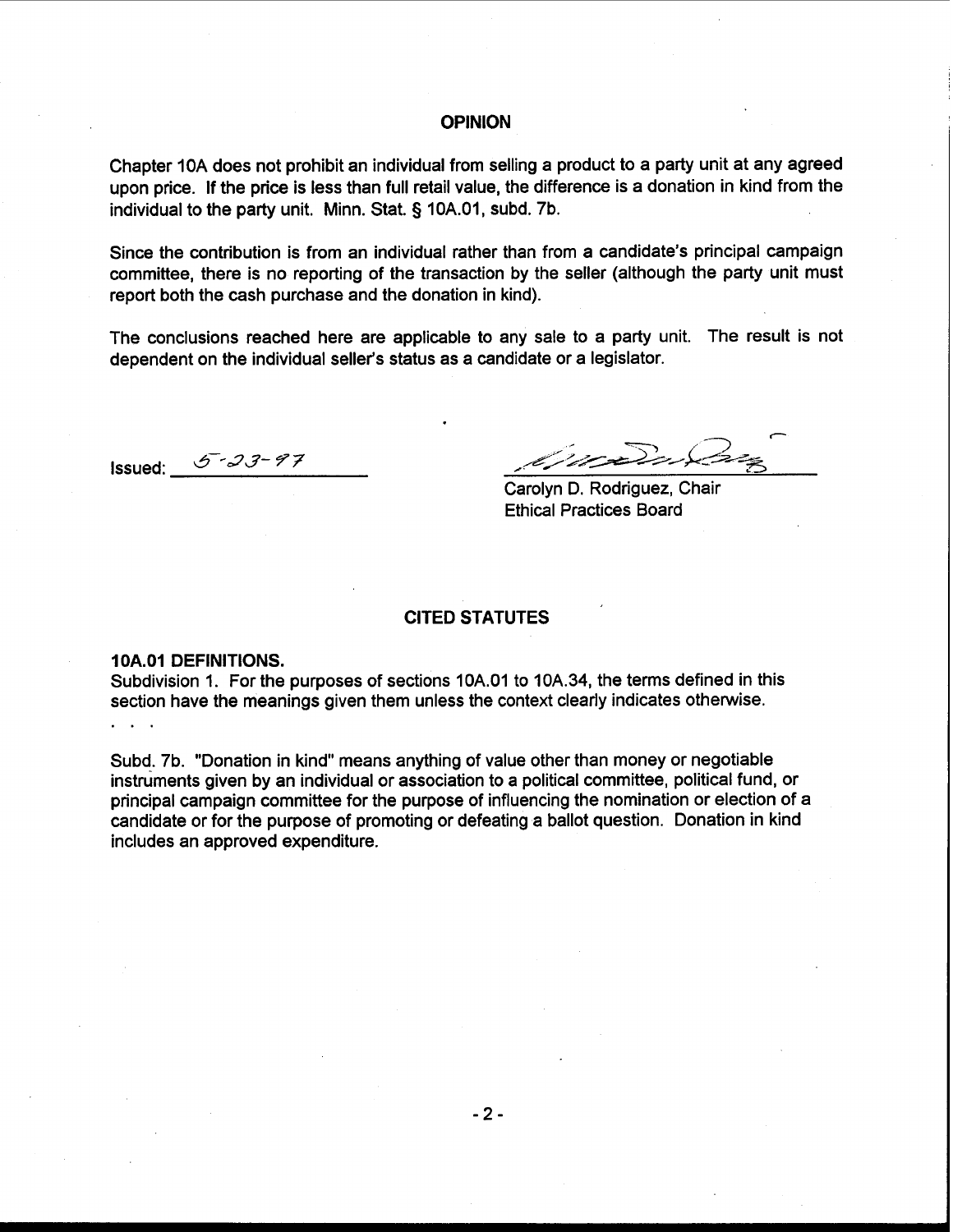## OPINION

Chapter 10A does not prohibit an individual from selling a product to a party unit at any agreed upon price. If the price is less than full retail value, the difference is a donation in kind from the individual to the party unit. Minn. Stat. § 10A.01, subd. 7b.

Since the contribution is from an individual rather than from a candidate's principal campaign committee, there is no reporting of the transaction by the seller (although the party unit must report both the cash purchase and the donation in kind).

The conclusions reached here are applicable to any sale to a party unit. The result is not dependent on the individual seller's status as a candidate or a legislator.

Issued: 5-23-97

Carolyn D. Rodriguez, Chair
Ethical Practices Board

## CITED STATUTES

**10A.01 DEFINITIONS.**

Subdivision 1. For the purposes of sections 10A.01 to 10A.34, the terms defined in this section have the meanings given them unless the context clearly indicates otherwise.

. . .

Subd. 7b. "Donation in kind" means anything of value other than money or negotiable instruments given by an individual or association to a political committee, political fund, or principal campaign committee for the purpose of influencing the nomination or election of a candidate or for the purpose of promoting or defeating a ballot question. Donation in kind includes an approved expenditure.